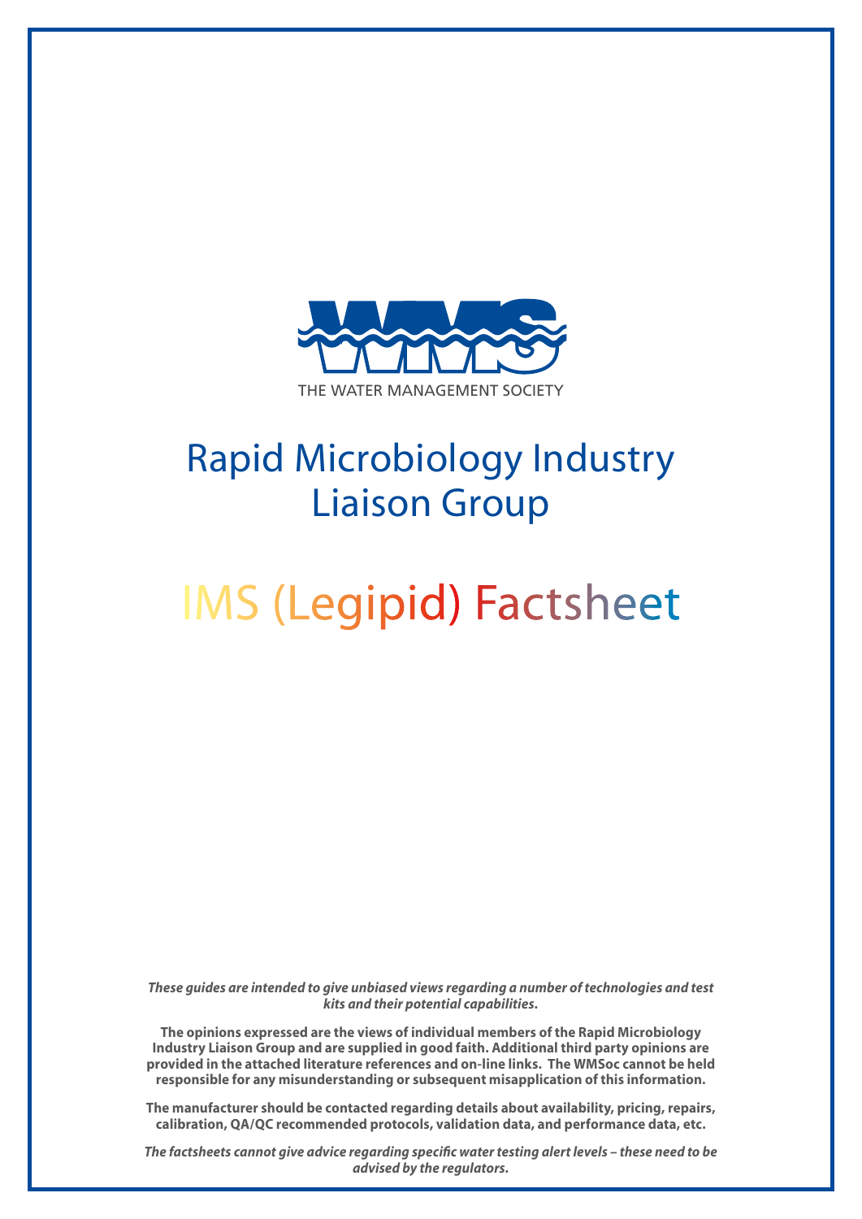THE WATER MANAGEMENT SOCIETY

# Rapid Microbiology Industry Liaison Group

# IMS (Legipid) Factsheet

***These guides are intended to give unbiased views regarding a number of technologies and test kits and their potential capabilities.***

**The opinions expressed are the views of individual members of the Rapid Microbiology Industry Liaison Group and are supplied in good faith. Additional third party opinions are provided in the attached literature references and on-line links. The WMSoc cannot be held responsible for any misunderstanding or subsequent misapplication of this information.**

**The manufacturer should be contacted regarding details about availability, pricing, repairs, calibration, QA/QC recommended protocols, validation data, and performance data, etc.**

***The factsheets cannot give advice regarding specific water testing alert levels – these need to be advised by the regulators.***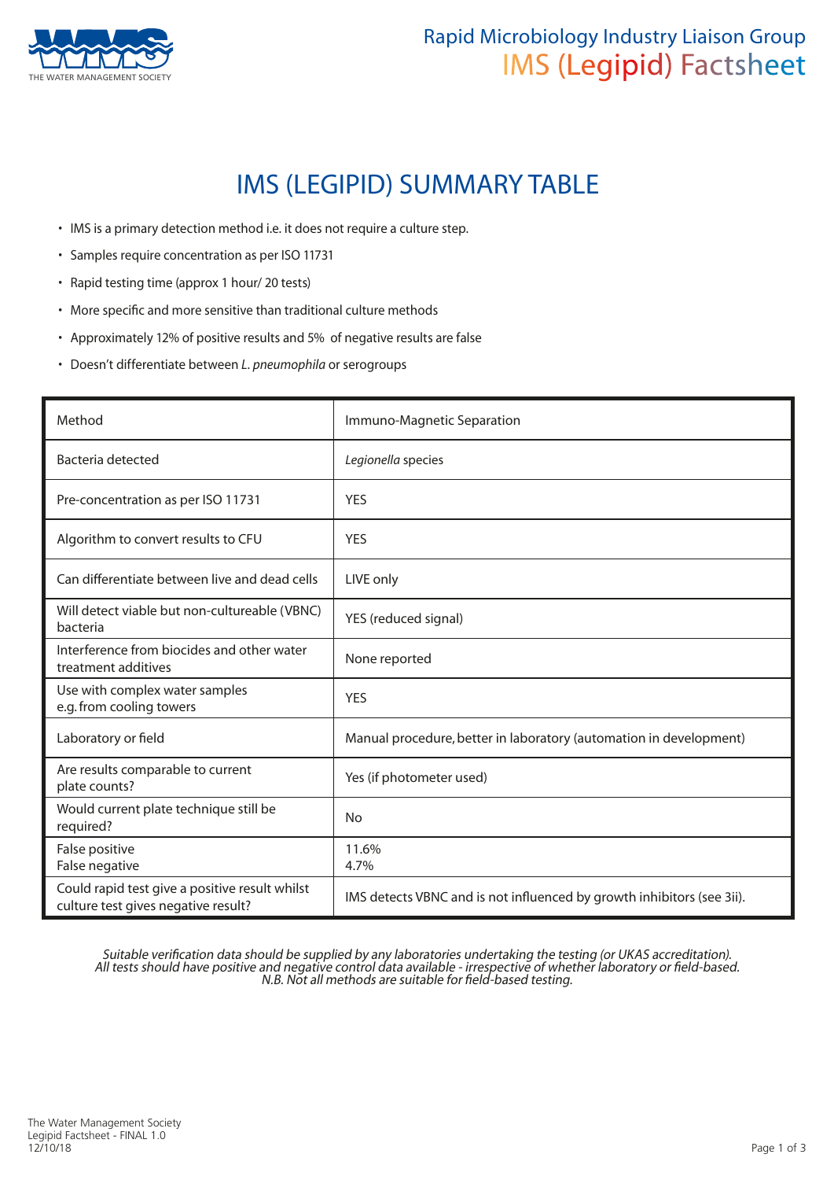# IMS (LEGIPID) SUMMARY TABLE

- IMS is a primary detection method i.e. it does not require a culture step.
- Samples require concentration as per ISO 11731
- Rapid testing time (approx 1 hour/ 20 tests)
- More specific and more sensitive than traditional culture methods
- Approximately 12% of positive results and 5% of negative results are false
- Doesn't differentiate between *L. pneumophila* or serogroups

| Method | Immuno-Magnetic Separation |
|---|---|
| Bacteria detected | *Legionella* species |
| Pre-concentration as per ISO 11731 | YES |
| Algorithm to convert results to CFU | YES |
| Can differentiate between live and dead cells | LIVE only |
| Will detect viable but non-cultureable (VBNC) bacteria | YES (reduced signal) |
| Interference from biocides and other water treatment additives | None reported |
| Use with complex water samples e.g. from cooling towers | YES |
| Laboratory or field | Manual procedure, better in laboratory (automation in development) |
| Are results comparable to current plate counts? | Yes (if photometer used) |
| Would current plate technique still be required? | No |
| False positive<br>False negative | 11.6%<br>4.7% |
| Could rapid test give a positive result whilst culture test gives negative result? | IMS detects VBNC and is not influenced by growth inhibitors (see 3ii). |

*Suitable verification data should be supplied by any laboratories undertaking the testing (or UKAS accreditation).*
*All tests should have positive and negative control data available - irrespective of whether laboratory or field-based.*
*N.B. Not all methods are suitable for field-based testing.*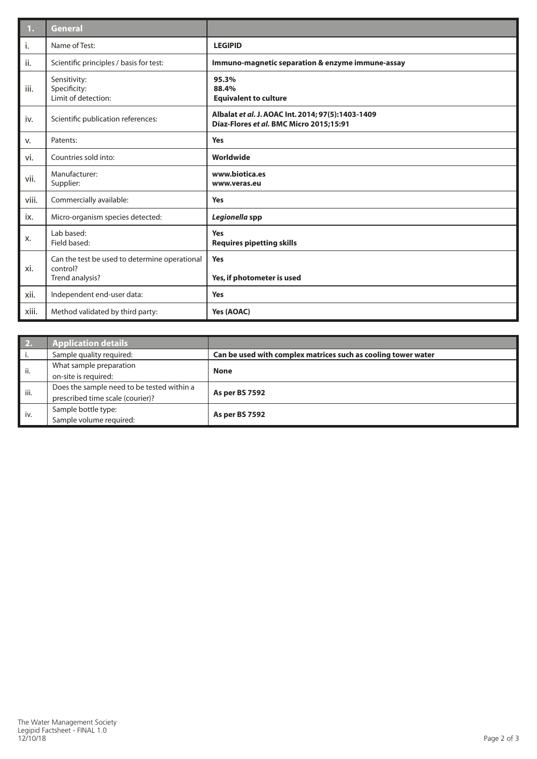| 1. | General | |
|---|---|---|
| i. | Name of Test: | **LEGIPID** |
| ii. | Scientific principles / basis for test: | **Immuno-magnetic separation & enzyme immune-assay** |
| iii. | Sensitivity:<br>Specificity:<br>Limit of detection: | **95.3%**<br>**88.4%**<br>**Equivalent to culture** |
| iv. | Scientific publication references: | **Albalat *et al.* J. AOAC Int. 2014; 97(5):1403-1409**<br>**Díaz-Flores *et al.* BMC Micro 2015;15:91** |
| v. | Patents: | **Yes** |
| vi. | Countries sold into: | **Worldwide** |
| vii. | Manufacturer:<br>Supplier: | **www.biotica.es**<br>**www.veras.eu** |
| viii. | Commercially available: | **Yes** |
| ix. | Micro-organism species detected: | ***Legionella* spp** |
| x. | Lab based:<br>Field based: | **Yes**<br>**Requires pipetting skills** |
| xi. | Can the test be used to determine operational control?<br>Trend analysis? | **Yes**<br>**Yes, if photometer is used** |
| xii. | Independent end-user data: | **Yes** |
| xiii. | Method validated by third party: | **Yes (AOAC)** |

| 2. | Application details | |
|---|---|---|
| i. | Sample quality required: | **Can be used with complex matrices such as cooling tower water** |
| ii. | What sample preparation on-site is required: | **None** |
| iii. | Does the sample need to be tested within a prescribed time scale (courier)? | **As per BS 7592** |
| iv. | Sample bottle type:<br>Sample volume required: | **As per BS 7592** |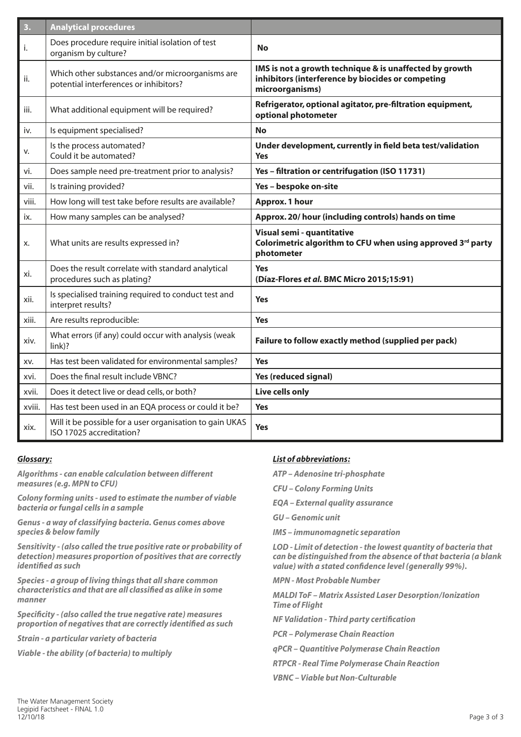| 3. | Analytical procedures | |
|---|---|---|
| i. | Does procedure require initial isolation of test organism by culture? | **No** |
| ii. | Which other substances and/or microorganisms are potential interferences or inhibitors? | **IMS is not a growth technique & is unaffected by growth inhibitors (interference by biocides or competing microorganisms)** |
| iii. | What additional equipment will be required? | **Refrigerator, optional agitator, pre-filtration equipment, optional photometer** |
| iv. | Is equipment specialised? | **No** |
| v. | Is the process automated? Could it be automated? | **Under development, currently in field beta test/validation Yes** |
| vi. | Does sample need pre-treatment prior to analysis? | **Yes – filtration or centrifugation (ISO 11731)** |
| vii. | Is training provided? | **Yes – bespoke on-site** |
| viii. | How long will test take before results are available? | **Approx. 1 hour** |
| ix. | How many samples can be analysed? | **Approx. 20/ hour (including controls) hands on time** |
| x. | What units are results expressed in? | **Visual semi - quantitative Colorimetric algorithm to CFU when using approved 3rd party photometer** |
| xi. | Does the result correlate with standard analytical procedures such as plating? | **Yes (Díaz-Flores *et al.* BMC Micro 2015;15:91)** |
| xii. | Is specialised training required to conduct test and interpret results? | **Yes** |
| xiii. | Are results reproducible: | **Yes** |
| xiv. | What errors (if any) could occur with analysis (weak link)? | **Failure to follow exactly method (supplied per pack)** |
| xv. | Has test been validated for environmental samples? | **Yes** |
| xvi. | Does the final result include VBNC? | **Yes (reduced signal)** |
| xvii. | Does it detect live or dead cells, or both? | **Live cells only** |
| xviii. | Has test been used in an EQA process or could it be? | **Yes** |
| xix. | Will it be possible for a user organisation to gain UKAS ISO 17025 accreditation? | **Yes** |

***Glossary:***

***Algorithms - can enable calculation between different measures (e.g. MPN to CFU)***

***Colony forming units - used to estimate the number of viable bacteria or fungal cells in a sample***

***Genus - a way of classifying bacteria. Genus comes above species & below family***

***Sensitivity - (also called the true positive rate or probability of detection) measures proportion of positives that are correctly identified as such***

***Species - a group of living things that all share common characteristics and that are all classified as alike in some manner***

***Specificity - (also called the true negative rate) measures proportion of negatives that are correctly identified as such***

***Strain - a particular variety of bacteria***

***Viable - the ability (of bacteria) to multiply***

***List of abbreviations:***

***ATP – Adenosine tri-phosphate***

***CFU – Colony Forming Units***

***EQA – External quality assurance***

***GU – Genomic unit***

***IMS – immunomagnetic separation***

***LOD - Limit of detection - the lowest quantity of bacteria that can be distinguished from the absence of that bacteria (a blank value) with a stated confidence level (generally 99%).***

***MPN - Most Probable Number***

***MALDI ToF – Matrix Assisted Laser Desorption/Ionization Time of Flight***

***NF Validation - Third party certification***

***PCR – Polymerase Chain Reaction***

***qPCR – Quantitive Polymerase Chain Reaction***

***RTPCR - Real Time Polymerase Chain Reaction***

***VBNC – Viable but Non-Culturable***

The Water Management Society
Legipid Factsheet - FINAL 1.0
12/10/18